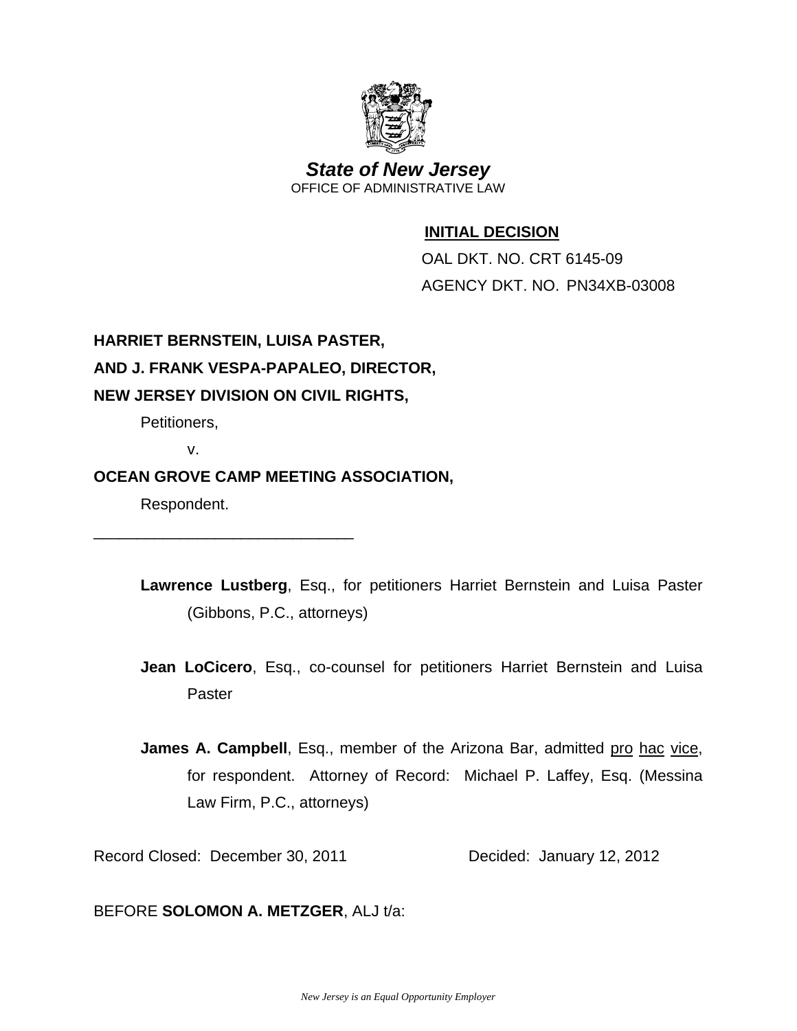***State of New Jersey***
OFFICE OF ADMINISTRATIVE LAW

**INITIAL DECISION**

OAL DKT. NO. CRT 6145-09

AGENCY DKT. NO. PN34XB-03008

**HARRIET BERNSTEIN, LUISA PASTER, AND J. FRANK VESPA-PAPALEO, DIRECTOR, NEW JERSEY DIVISION ON CIVIL RIGHTS,**

Petitioners,

v.

**OCEAN GROVE CAMP MEETING ASSOCIATION,**

Respondent.

______________________________

**Lawrence Lustberg**, Esq., for petitioners Harriet Bernstein and Luisa Paster (Gibbons, P.C., attorneys)

**Jean LoCicero**, Esq., co-counsel for petitioners Harriet Bernstein and Luisa Paster

**James A. Campbell**, Esq., member of the Arizona Bar, admitted pro hac vice, for respondent. Attorney of Record: Michael P. Laffey, Esq. (Messina Law Firm, P.C., attorneys)

Record Closed: December 30, 2011    Decided: January 12, 2012

BEFORE **SOLOMON A. METZGER**, ALJ t/a: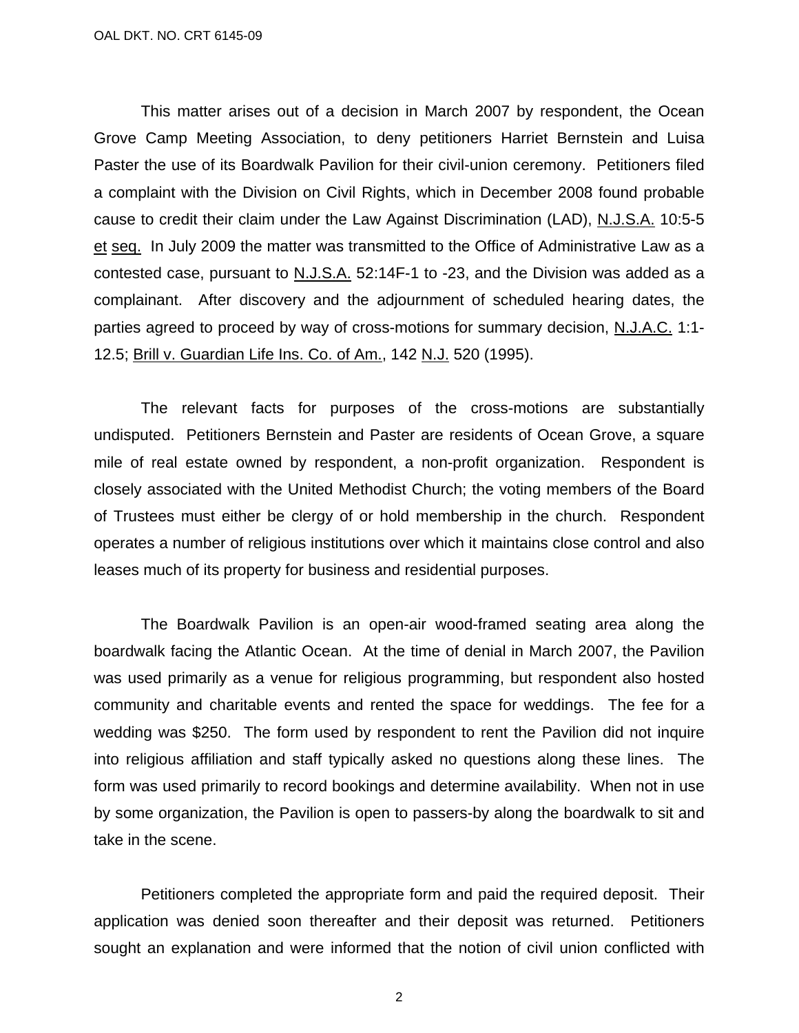This matter arises out of a decision in March 2007 by respondent, the Ocean Grove Camp Meeting Association, to deny petitioners Harriet Bernstein and Luisa Paster the use of its Boardwalk Pavilion for their civil-union ceremony. Petitioners filed a complaint with the Division on Civil Rights, which in December 2008 found probable cause to credit their claim under the Law Against Discrimination (LAD), N.J.S.A. 10:5-5 et seq. In July 2009 the matter was transmitted to the Office of Administrative Law as a contested case, pursuant to N.J.S.A. 52:14F-1 to -23, and the Division was added as a complainant. After discovery and the adjournment of scheduled hearing dates, the parties agreed to proceed by way of cross-motions for summary decision, N.J.A.C. 1:1-12.5; Brill v. Guardian Life Ins. Co. of Am., 142 N.J. 520 (1995).

The relevant facts for purposes of the cross-motions are substantially undisputed. Petitioners Bernstein and Paster are residents of Ocean Grove, a square mile of real estate owned by respondent, a non-profit organization. Respondent is closely associated with the United Methodist Church; the voting members of the Board of Trustees must either be clergy of or hold membership in the church. Respondent operates a number of religious institutions over which it maintains close control and also leases much of its property for business and residential purposes.

The Boardwalk Pavilion is an open-air wood-framed seating area along the boardwalk facing the Atlantic Ocean. At the time of denial in March 2007, the Pavilion was used primarily as a venue for religious programming, but respondent also hosted community and charitable events and rented the space for weddings. The fee for a wedding was $250. The form used by respondent to rent the Pavilion did not inquire into religious affiliation and staff typically asked no questions along these lines. The form was used primarily to record bookings and determine availability. When not in use by some organization, the Pavilion is open to passers-by along the boardwalk to sit and take in the scene.

Petitioners completed the appropriate form and paid the required deposit. Their application was denied soon thereafter and their deposit was returned. Petitioners sought an explanation and were informed that the notion of civil union conflicted with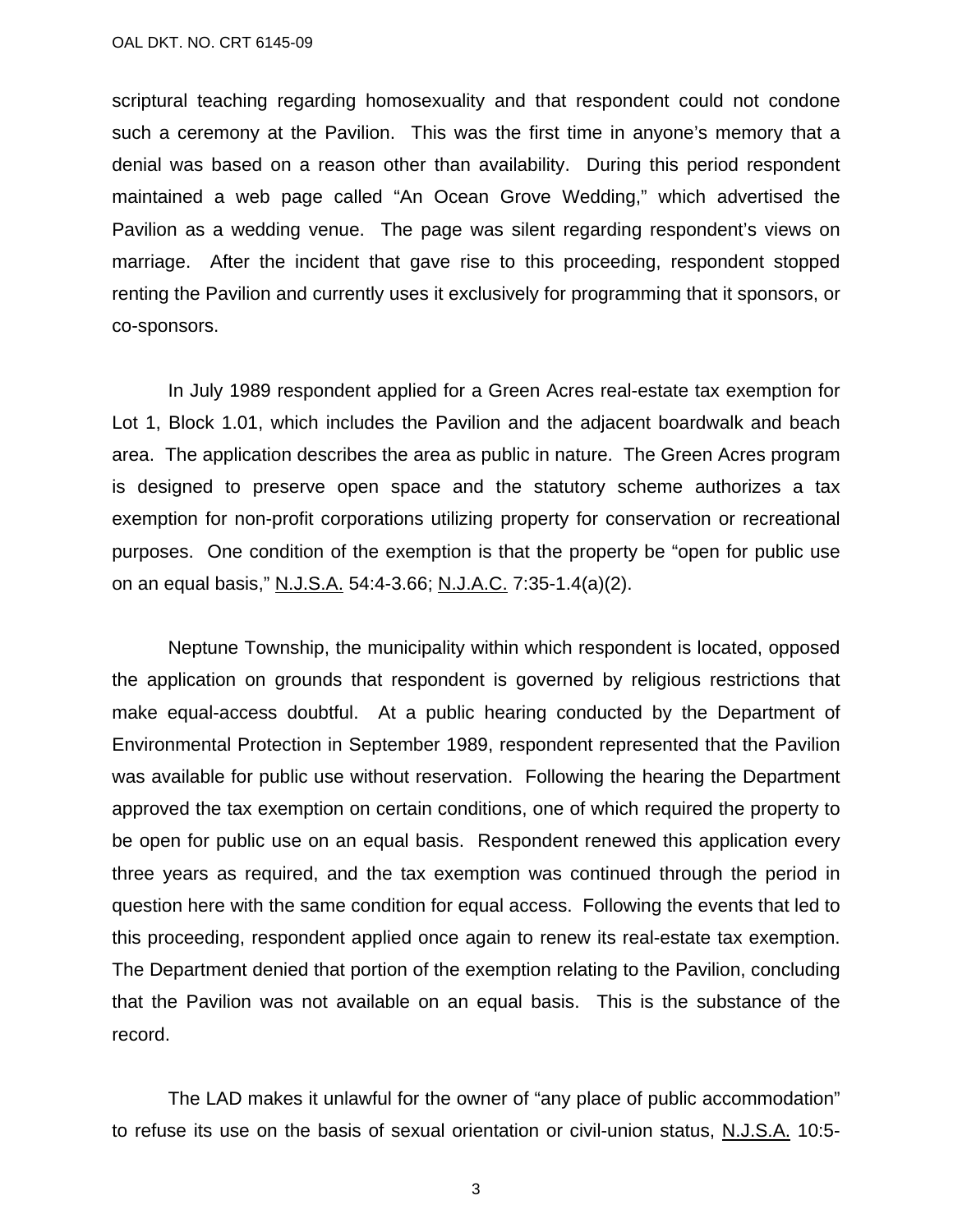scriptural teaching regarding homosexuality and that respondent could not condone such a ceremony at the Pavilion. This was the first time in anyone's memory that a denial was based on a reason other than availability. During this period respondent maintained a web page called "An Ocean Grove Wedding," which advertised the Pavilion as a wedding venue. The page was silent regarding respondent's views on marriage. After the incident that gave rise to this proceeding, respondent stopped renting the Pavilion and currently uses it exclusively for programming that it sponsors, or co-sponsors.

In July 1989 respondent applied for a Green Acres real-estate tax exemption for Lot 1, Block 1.01, which includes the Pavilion and the adjacent boardwalk and beach area. The application describes the area as public in nature. The Green Acres program is designed to preserve open space and the statutory scheme authorizes a tax exemption for non-profit corporations utilizing property for conservation or recreational purposes. One condition of the exemption is that the property be "open for public use on an equal basis," N.J.S.A. 54:4-3.66; N.J.A.C. 7:35-1.4(a)(2).

Neptune Township, the municipality within which respondent is located, opposed the application on grounds that respondent is governed by religious restrictions that make equal-access doubtful. At a public hearing conducted by the Department of Environmental Protection in September 1989, respondent represented that the Pavilion was available for public use without reservation. Following the hearing the Department approved the tax exemption on certain conditions, one of which required the property to be open for public use on an equal basis. Respondent renewed this application every three years as required, and the tax exemption was continued through the period in question here with the same condition for equal access. Following the events that led to this proceeding, respondent applied once again to renew its real-estate tax exemption. The Department denied that portion of the exemption relating to the Pavilion, concluding that the Pavilion was not available on an equal basis. This is the substance of the record.

The LAD makes it unlawful for the owner of "any place of public accommodation" to refuse its use on the basis of sexual orientation or civil-union status, N.J.S.A. 10:5-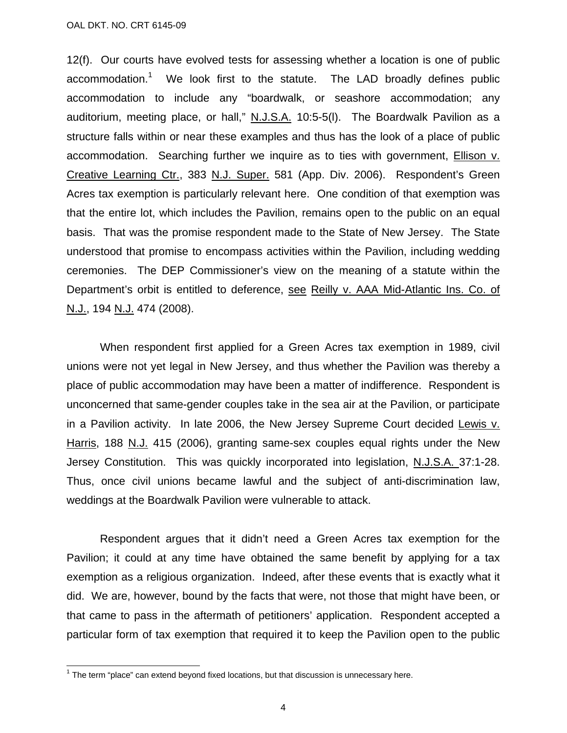12(f). Our courts have evolved tests for assessing whether a location is one of public accommodation.[1] We look first to the statute. The LAD broadly defines public accommodation to include any "boardwalk, or seashore accommodation; any auditorium, meeting place, or hall," N.J.S.A. 10:5-5(l). The Boardwalk Pavilion as a structure falls within or near these examples and thus has the look of a place of public accommodation. Searching further we inquire as to ties with government, Ellison v. Creative Learning Ctr., 383 N.J. Super. 581 (App. Div. 2006). Respondent's Green Acres tax exemption is particularly relevant here. One condition of that exemption was that the entire lot, which includes the Pavilion, remains open to the public on an equal basis. That was the promise respondent made to the State of New Jersey. The State understood that promise to encompass activities within the Pavilion, including wedding ceremonies. The DEP Commissioner's view on the meaning of a statute within the Department's orbit is entitled to deference, see Reilly v. AAA Mid-Atlantic Ins. Co. of N.J., 194 N.J. 474 (2008).

When respondent first applied for a Green Acres tax exemption in 1989, civil unions were not yet legal in New Jersey, and thus whether the Pavilion was thereby a place of public accommodation may have been a matter of indifference. Respondent is unconcerned that same-gender couples take in the sea air at the Pavilion, or participate in a Pavilion activity. In late 2006, the New Jersey Supreme Court decided Lewis v. Harris, 188 N.J. 415 (2006), granting same-sex couples equal rights under the New Jersey Constitution. This was quickly incorporated into legislation, N.J.S.A. 37:1-28. Thus, once civil unions became lawful and the subject of anti-discrimination law, weddings at the Boardwalk Pavilion were vulnerable to attack.

Respondent argues that it didn't need a Green Acres tax exemption for the Pavilion; it could at any time have obtained the same benefit by applying for a tax exemption as a religious organization. Indeed, after these events that is exactly what it did. We are, however, bound by the facts that were, not those that might have been, or that came to pass in the aftermath of petitioners' application. Respondent accepted a particular form of tax exemption that required it to keep the Pavilion open to the public

[1] The term "place" can extend beyond fixed locations, but that discussion is unnecessary here.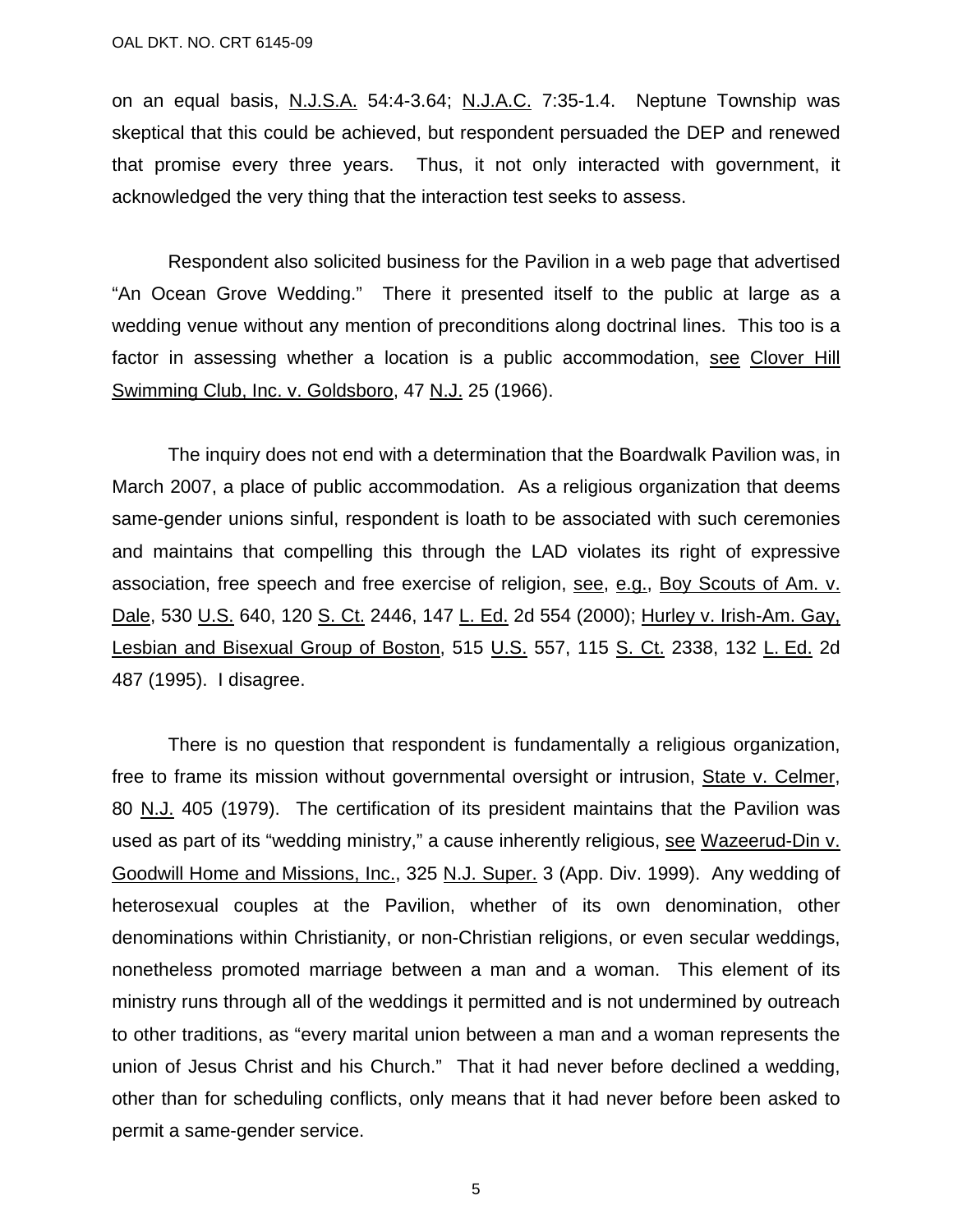on an equal basis, N.J.S.A. 54:4-3.64; N.J.A.C. 7:35-1.4. Neptune Township was skeptical that this could be achieved, but respondent persuaded the DEP and renewed that promise every three years. Thus, it not only interacted with government, it acknowledged the very thing that the interaction test seeks to assess.

Respondent also solicited business for the Pavilion in a web page that advertised "An Ocean Grove Wedding." There it presented itself to the public at large as a wedding venue without any mention of preconditions along doctrinal lines. This too is a factor in assessing whether a location is a public accommodation, see Clover Hill Swimming Club, Inc. v. Goldsboro, 47 N.J. 25 (1966).

The inquiry does not end with a determination that the Boardwalk Pavilion was, in March 2007, a place of public accommodation. As a religious organization that deems same-gender unions sinful, respondent is loath to be associated with such ceremonies and maintains that compelling this through the LAD violates its right of expressive association, free speech and free exercise of religion, see, e.g., Boy Scouts of Am. v. Dale, 530 U.S. 640, 120 S. Ct. 2446, 147 L. Ed. 2d 554 (2000); Hurley v. Irish-Am. Gay, Lesbian and Bisexual Group of Boston, 515 U.S. 557, 115 S. Ct. 2338, 132 L. Ed. 2d 487 (1995). I disagree.

There is no question that respondent is fundamentally a religious organization, free to frame its mission without governmental oversight or intrusion, State v. Celmer, 80 N.J. 405 (1979). The certification of its president maintains that the Pavilion was used as part of its "wedding ministry," a cause inherently religious, see Wazeerud-Din v. Goodwill Home and Missions, Inc., 325 N.J. Super. 3 (App. Div. 1999). Any wedding of heterosexual couples at the Pavilion, whether of its own denomination, other denominations within Christianity, or non-Christian religions, or even secular weddings, nonetheless promoted marriage between a man and a woman. This element of its ministry runs through all of the weddings it permitted and is not undermined by outreach to other traditions, as "every marital union between a man and a woman represents the union of Jesus Christ and his Church." That it had never before declined a wedding, other than for scheduling conflicts, only means that it had never before been asked to permit a same-gender service.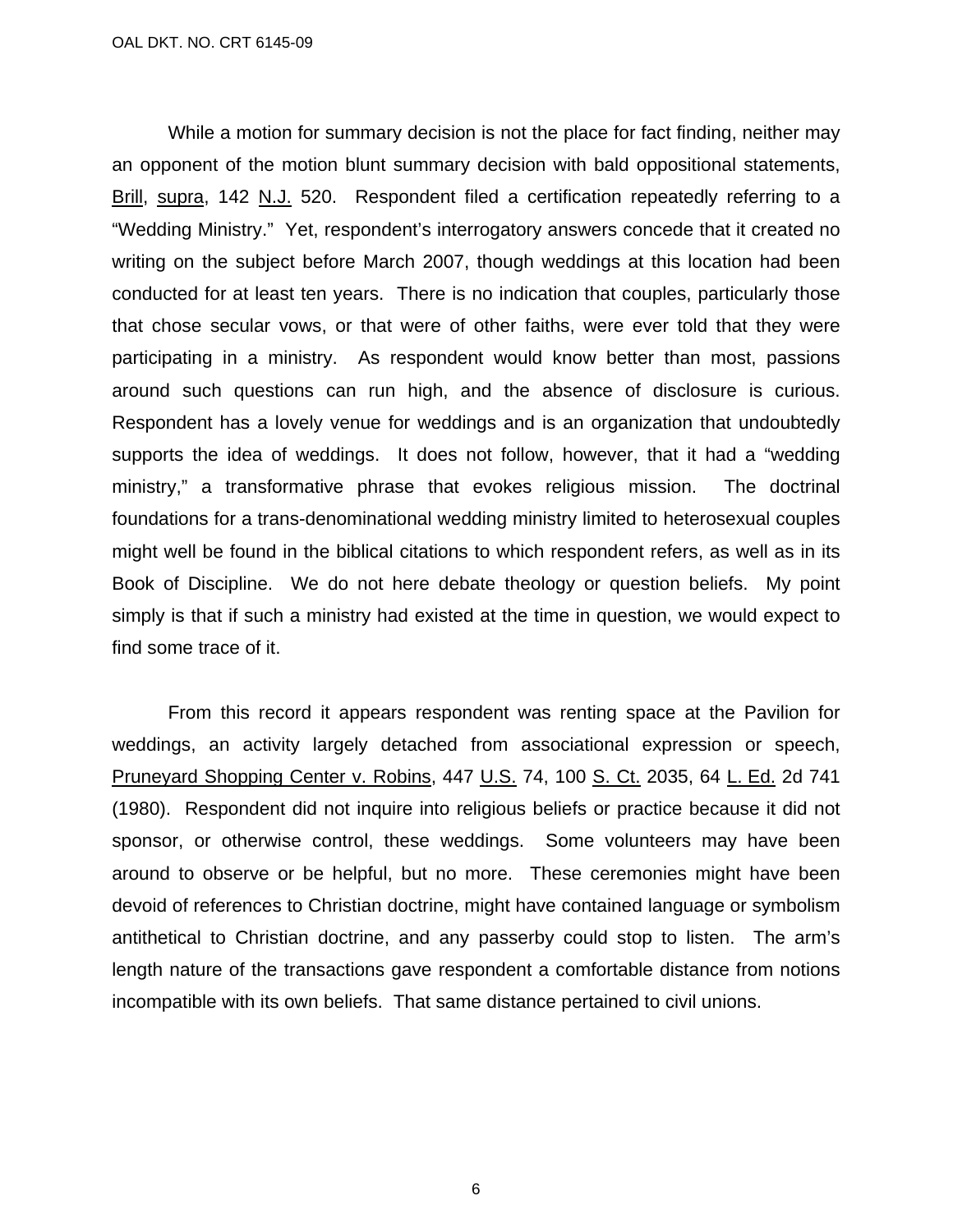While a motion for summary decision is not the place for fact finding, neither may an opponent of the motion blunt summary decision with bald oppositional statements, Brill, supra, 142 N.J. 520. Respondent filed a certification repeatedly referring to a "Wedding Ministry." Yet, respondent's interrogatory answers concede that it created no writing on the subject before March 2007, though weddings at this location had been conducted for at least ten years. There is no indication that couples, particularly those that chose secular vows, or that were of other faiths, were ever told that they were participating in a ministry. As respondent would know better than most, passions around such questions can run high, and the absence of disclosure is curious. Respondent has a lovely venue for weddings and is an organization that undoubtedly supports the idea of weddings. It does not follow, however, that it had a "wedding ministry," a transformative phrase that evokes religious mission. The doctrinal foundations for a trans-denominational wedding ministry limited to heterosexual couples might well be found in the biblical citations to which respondent refers, as well as in its Book of Discipline. We do not here debate theology or question beliefs. My point simply is that if such a ministry had existed at the time in question, we would expect to find some trace of it.

From this record it appears respondent was renting space at the Pavilion for weddings, an activity largely detached from associational expression or speech, Pruneyard Shopping Center v. Robins, 447 U.S. 74, 100 S. Ct. 2035, 64 L. Ed. 2d 741 (1980). Respondent did not inquire into religious beliefs or practice because it did not sponsor, or otherwise control, these weddings. Some volunteers may have been around to observe or be helpful, but no more. These ceremonies might have been devoid of references to Christian doctrine, might have contained language or symbolism antithetical to Christian doctrine, and any passerby could stop to listen. The arm's length nature of the transactions gave respondent a comfortable distance from notions incompatible with its own beliefs. That same distance pertained to civil unions.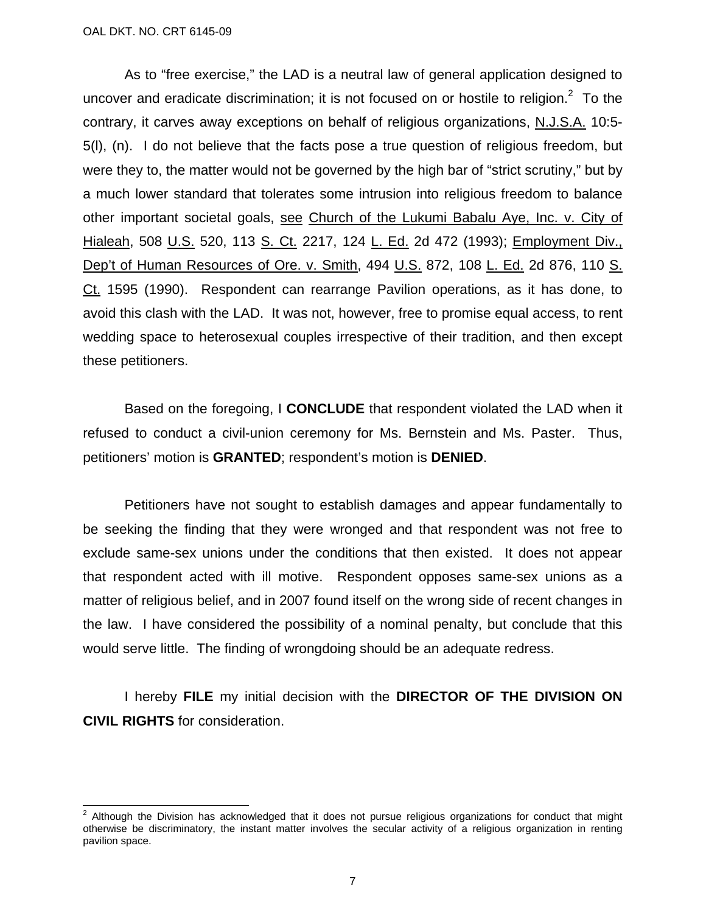As to "free exercise," the LAD is a neutral law of general application designed to uncover and eradicate discrimination; it is not focused on or hostile to religion.[2] To the contrary, it carves away exceptions on behalf of religious organizations, N.J.S.A. 10:5-5(l), (n). I do not believe that the facts pose a true question of religious freedom, but were they to, the matter would not be governed by the high bar of "strict scrutiny," but by a much lower standard that tolerates some intrusion into religious freedom to balance other important societal goals, see Church of the Lukumi Babalu Aye, Inc. v. City of Hialeah, 508 U.S. 520, 113 S. Ct. 2217, 124 L. Ed. 2d 472 (1993); Employment Div., Dep't of Human Resources of Ore. v. Smith, 494 U.S. 872, 108 L. Ed. 2d 876, 110 S. Ct. 1595 (1990). Respondent can rearrange Pavilion operations, as it has done, to avoid this clash with the LAD. It was not, however, free to promise equal access, to rent wedding space to heterosexual couples irrespective of their tradition, and then except these petitioners.

Based on the foregoing, I **CONCLUDE** that respondent violated the LAD when it refused to conduct a civil-union ceremony for Ms. Bernstein and Ms. Paster. Thus, petitioners' motion is **GRANTED**; respondent's motion is **DENIED**.

Petitioners have not sought to establish damages and appear fundamentally to be seeking the finding that they were wronged and that respondent was not free to exclude same-sex unions under the conditions that then existed. It does not appear that respondent acted with ill motive. Respondent opposes same-sex unions as a matter of religious belief, and in 2007 found itself on the wrong side of recent changes in the law. I have considered the possibility of a nominal penalty, but conclude that this would serve little. The finding of wrongdoing should be an adequate redress.

I hereby **FILE** my initial decision with the **DIRECTOR OF THE DIVISION ON CIVIL RIGHTS** for consideration.

---

[2] Although the Division has acknowledged that it does not pursue religious organizations for conduct that might otherwise be discriminatory, the instant matter involves the secular activity of a religious organization in renting pavilion space.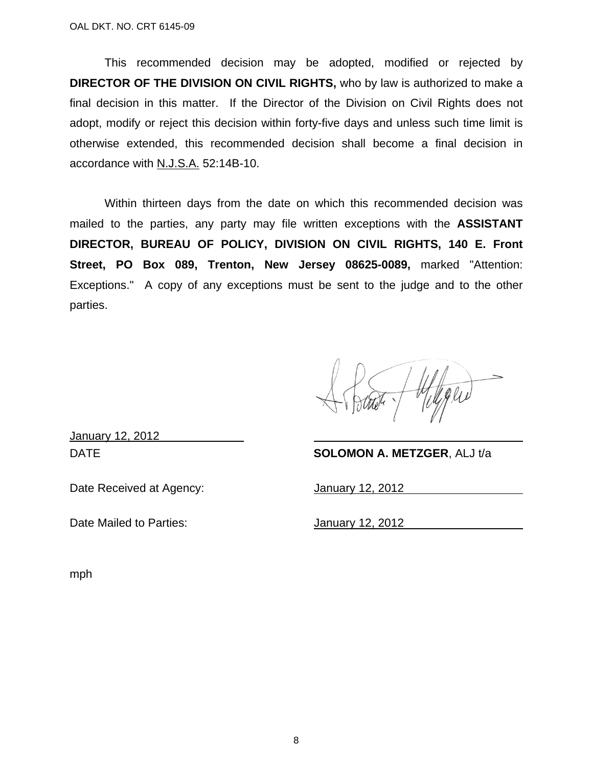This recommended decision may be adopted, modified or rejected by **DIRECTOR OF THE DIVISION ON CIVIL RIGHTS,** who by law is authorized to make a final decision in this matter. If the Director of the Division on Civil Rights does not adopt, modify or reject this decision within forty-five days and unless such time limit is otherwise extended, this recommended decision shall become a final decision in accordance with N.J.S.A. 52:14B-10.

Within thirteen days from the date on which this recommended decision was mailed to the parties, any party may file written exceptions with the **ASSISTANT DIRECTOR, BUREAU OF POLICY, DIVISION ON CIVIL RIGHTS, 140 E. Front Street, PO Box 089, Trenton, New Jersey 08625-0089,** marked "Attention: Exceptions." A copy of any exceptions must be sent to the judge and to the other parties.

January 12, 2012
DATE

**SOLOMON A. METZGER**, ALJ t/a

Date Received at Agency: January 12, 2012

Date Mailed to Parties: January 12, 2012

mph